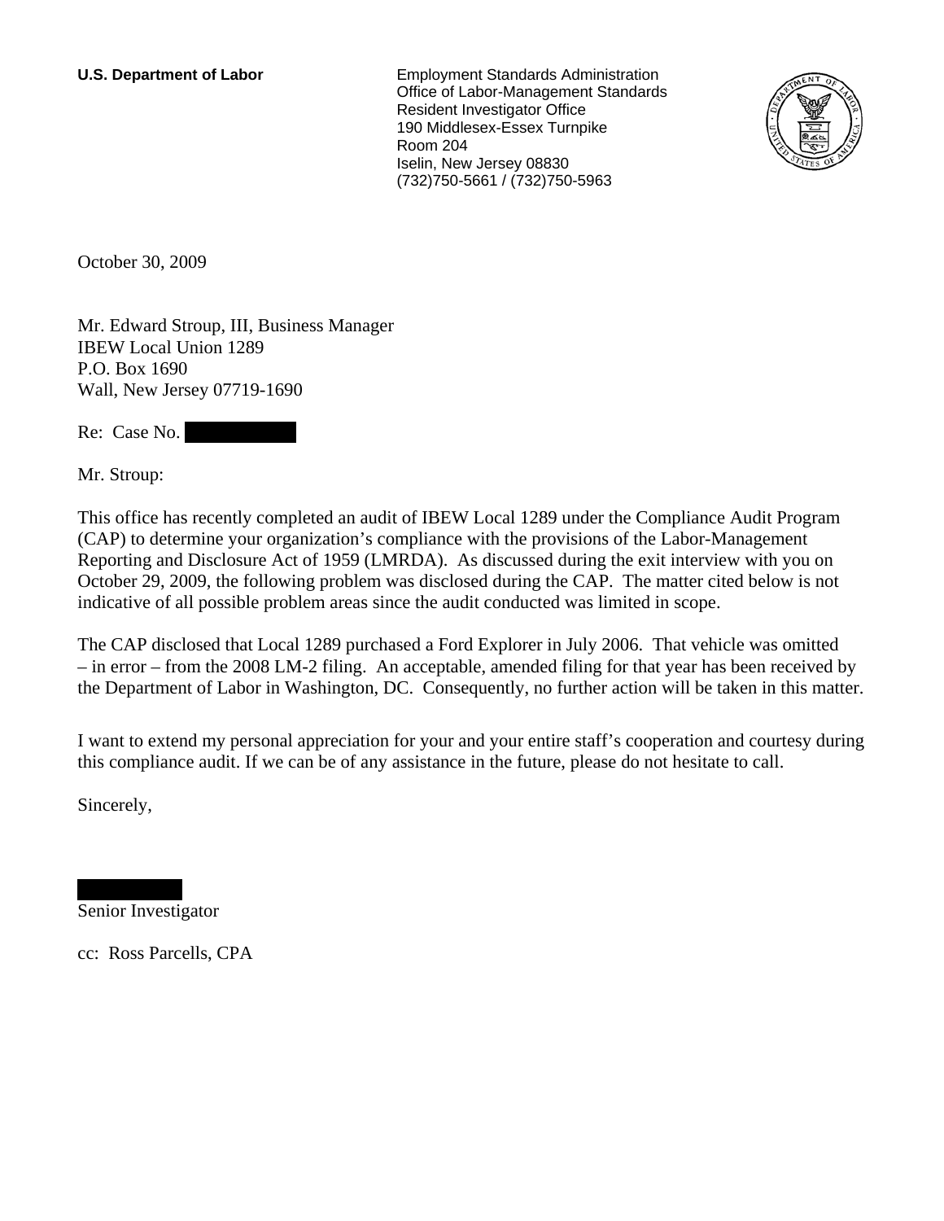**U.S. Department of Labor**

Employment Standards Administration
Office of Labor-Management Standards
Resident Investigator Office
190 Middlesex-Essex Turnpike
Room 204
Iselin, New Jersey 08830
(732)750-5661 / (732)750-5963

October 30, 2009

Mr. Edward Stroup, III, Business Manager
IBEW Local Union 1289
P.O. Box 1690
Wall, New Jersey 07719-1690

Re: Case No.

Mr. Stroup:

This office has recently completed an audit of IBEW Local 1289 under the Compliance Audit Program (CAP) to determine your organization's compliance with the provisions of the Labor-Management Reporting and Disclosure Act of 1959 (LMRDA). As discussed during the exit interview with you on October 29, 2009, the following problem was disclosed during the CAP. The matter cited below is not indicative of all possible problem areas since the audit conducted was limited in scope.

The CAP disclosed that Local 1289 purchased a Ford Explorer in July 2006. That vehicle was omitted – in error – from the 2008 LM-2 filing. An acceptable, amended filing for that year has been received by the Department of Labor in Washington, DC. Consequently, no further action will be taken in this matter.

I want to extend my personal appreciation for your and your entire staff's cooperation and courtesy during this compliance audit. If we can be of any assistance in the future, please do not hesitate to call.

Sincerely,

Senior Investigator

cc: Ross Parcells, CPA